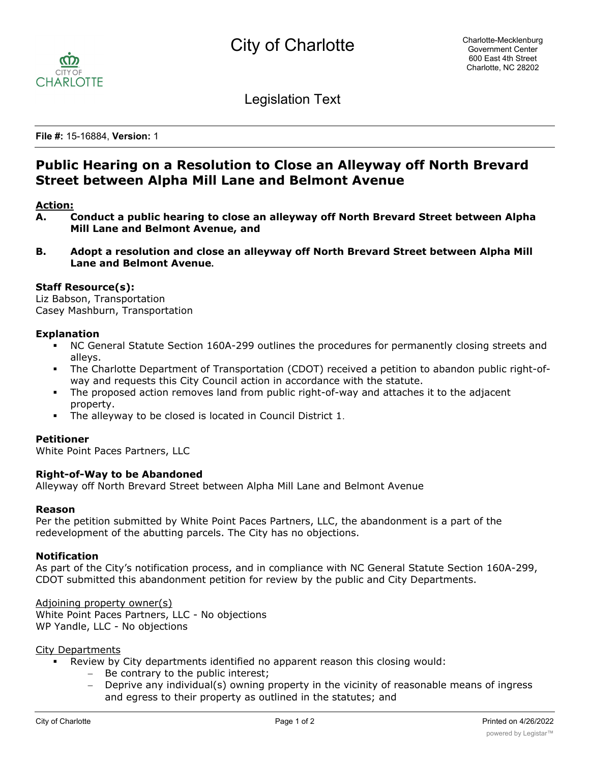City of Charlotte

Legislation Text

**File #:** 15-16884, **Version:** 1

# Public Hearing on a Resolution to Close an Alleyway off North Brevard Street between Alpha Mill Lane and Belmont Avenue

**Action:**

**A. Conduct a public hearing to close an alleyway off North Brevard Street between Alpha Mill Lane and Belmont Avenue, and**

**B. Adopt a resolution and close an alleyway off North Brevard Street between Alpha Mill Lane and Belmont Avenue.**

**Staff Resource(s):**
Liz Babson, Transportation
Casey Mashburn, Transportation

**Explanation**

- NC General Statute Section 160A-299 outlines the procedures for permanently closing streets and alleys.
- The Charlotte Department of Transportation (CDOT) received a petition to abandon public right-of-way and requests this City Council action in accordance with the statute.
- The proposed action removes land from public right-of-way and attaches it to the adjacent property.
- The alleyway to be closed is located in Council District 1.

**Petitioner**
White Point Paces Partners, LLC

**Right-of-Way to be Abandoned**
Alleyway off North Brevard Street between Alpha Mill Lane and Belmont Avenue

**Reason**
Per the petition submitted by White Point Paces Partners, LLC, the abandonment is a part of the redevelopment of the abutting parcels. The City has no objections.

**Notification**
As part of the City's notification process, and in compliance with NC General Statute Section 160A-299, CDOT submitted this abandonment petition for review by the public and City Departments.

Adjoining property owner(s)
White Point Paces Partners, LLC - No objections
WP Yandle, LLC - No objections

City Departments

- Review by City departments identified no apparent reason this closing would:
  - Be contrary to the public interest;
  - Deprive any individual(s) owning property in the vicinity of reasonable means of ingress and egress to their property as outlined in the statutes; and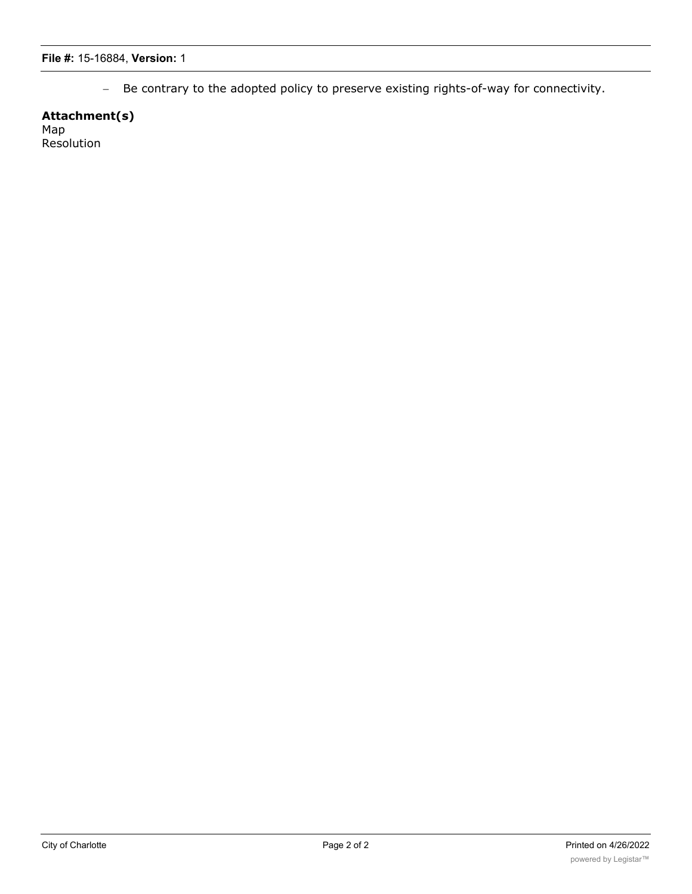- Be contrary to the adopted policy to preserve existing rights-of-way for connectivity.

**Attachment(s)**

Map

Resolution